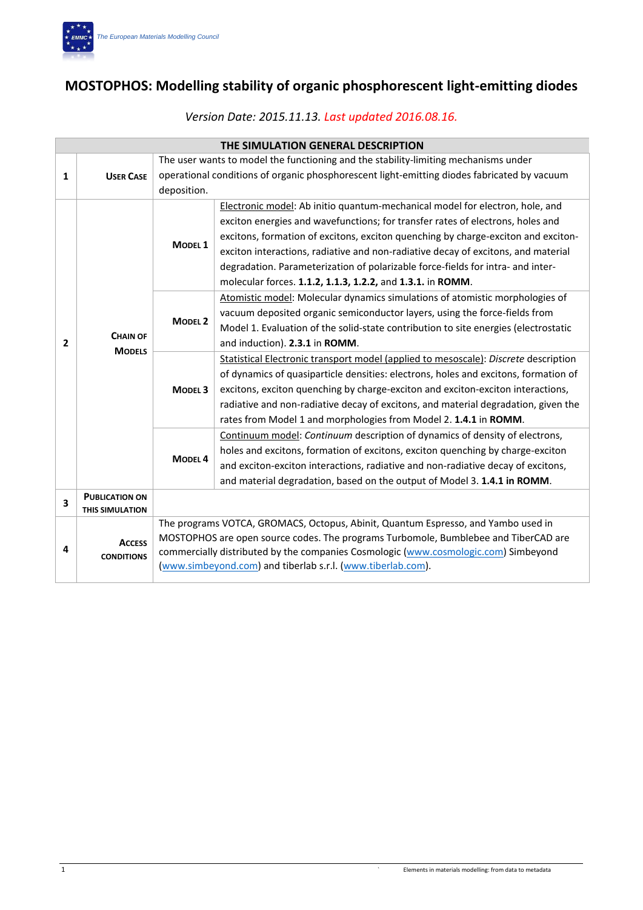# MOSTOPHOS: Modelling stability of organic phosphorescent light-emitting diodes

*Version Date: 2015.11.13. Last updated 2016.08.16.*

| THE SIMULATION GENERAL DESCRIPTION | | | |
|---|---|---|---|
| **1** | **USER CASE** | The user wants to model the functioning and the stability-limiting mechanisms under operational conditions of organic phosphorescent light-emitting diodes fabricated by vacuum deposition. | |
| **2** | **CHAIN OF MODELS** | **MODEL 1** | Electronic model: Ab initio quantum-mechanical model for electron, hole, and exciton energies and wavefunctions; for transfer rates of electrons, holes and excitons, formation of excitons, exciton quenching by charge-exciton and exciton-exciton interactions, radiative and non-radiative decay of excitons, and material degradation. Parameterization of polarizable force-fields for intra- and inter-molecular forces. **1.1.2, 1.1.3, 1.2.2,** and **1.3.1.** in **ROMM**. |
| | | **MODEL 2** | Atomistic model: Molecular dynamics simulations of atomistic morphologies of vacuum deposited organic semiconductor layers, using the force-fields from Model 1. Evaluation of the solid-state contribution to site energies (electrostatic and induction). **2.3.1** in **ROMM**. |
| | | **MODEL 3** | Statistical Electronic transport model (applied to mesoscale): *Discrete* description of dynamics of quasiparticle densities: electrons, holes and excitons, formation of excitons, exciton quenching by charge-exciton and exciton-exciton interactions, radiative and non-radiative decay of excitons, and material degradation, given the rates from Model 1 and morphologies from Model 2. **1.4.1** in **ROMM**. |
| | | **MODEL 4** | Continuum model: *Continuum* description of dynamics of density of electrons, holes and excitons, formation of excitons, exciton quenching by charge-exciton and exciton-exciton interactions, radiative and non-radiative decay of excitons, and material degradation, based on the output of Model 3. **1.4.1 in ROMM**. |
| **3** | **PUBLICATION ON THIS SIMULATION** | | |
| **4** | **ACCESS CONDITIONS** | The programs VOTCA, GROMACS, Octopus, Abinit, Quantum Espresso, and Yambo used in MOSTOPHOS are open source codes. The programs Turbomole, Bumblebee and TiberCAD are commercially distributed by the companies Cosmologic (www.cosmologic.com) Simbeyond (www.simbeyond.com) and tiberlab s.r.l. (www.tiberlab.com). | |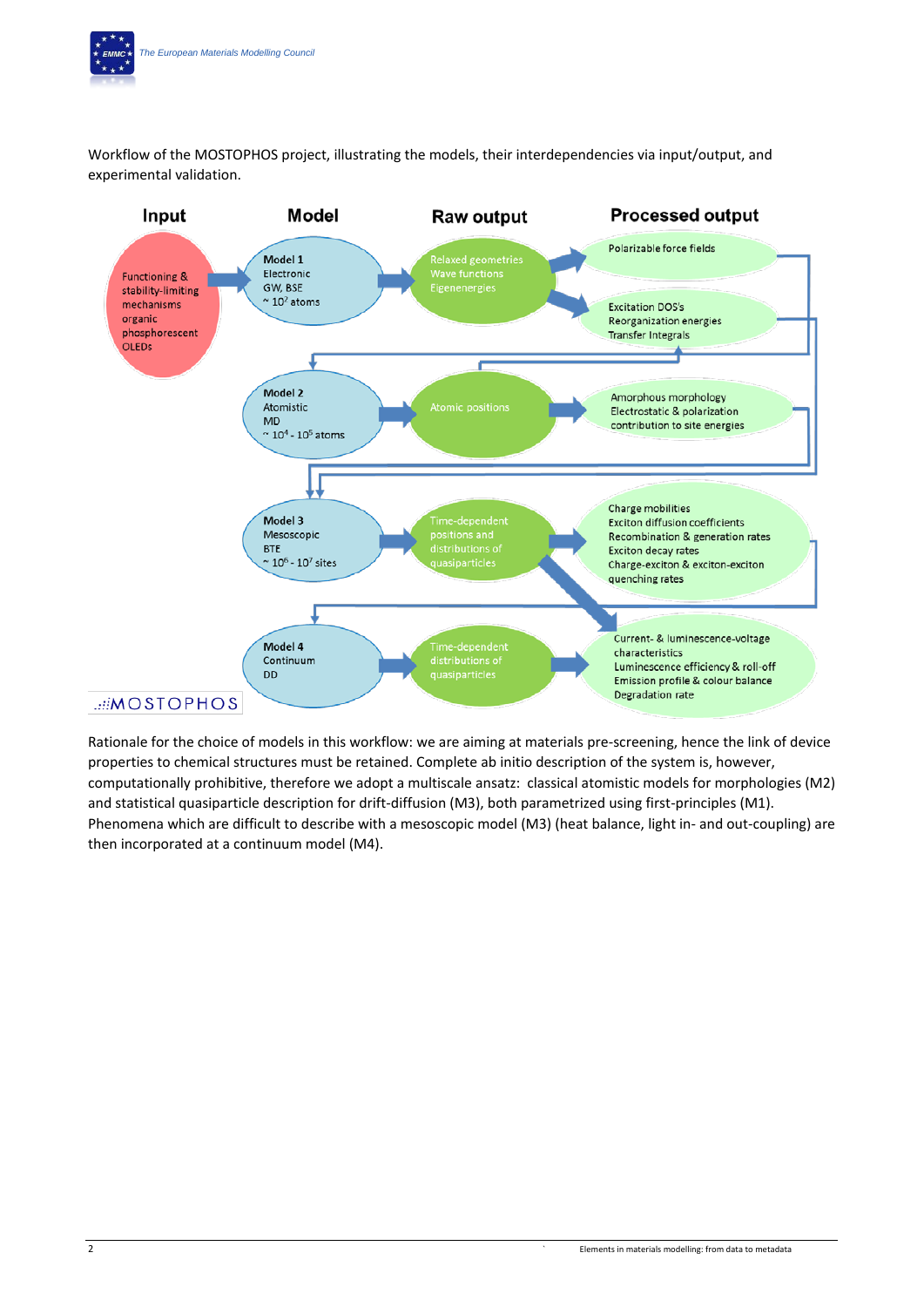Workflow of the MOSTOPHOS project, illustrating the models, their interdependencies via input/output, and experimental validation.

| Input | Model | Raw output | Processed output |
|---|---|---|---|
| Functioning & stability-limiting mechanisms organic phosphorescent OLEDs | **Model 1** Electronic GW, BSE ~ $10^2$ atoms | Relaxed geometries Wave functions Eigenenergies | Polarizable force fields; Excitation DOS's Reorganization energies Transfer Integrals |
| | **Model 2** Atomistic MD ~ $10^4$ - $10^5$ atoms | Atomic positions | Amorphous morphology Electrostatic & polarization contribution to site energies |
| | **Model 3** Mesoscopic BTE ~ $10^6$ - $10^7$ sites | Time-dependent positions and distributions of quasiparticles | Charge mobilities Exciton diffusion coefficients Recombination & generation rates Exciton decay rates Charge-exciton & exciton-exciton quenching rates |
| | **Model 4** Continuum DD | Time-dependent distributions of quasiparticles | Current- & luminescence-voltage characteristics Luminescence efficiency & roll-off Emission profile & colour balance Degradation rate |

MOSTOPHOS

Rationale for the choice of models in this workflow: we are aiming at materials pre-screening, hence the link of device properties to chemical structures must be retained. Complete ab initio description of the system is, however, computationally prohibitive, therefore we adopt a multiscale ansatz: classical atomistic models for morphologies (M2) and statistical quasiparticle description for drift-diffusion (M3), both parametrized using first-principles (M1). Phenomena which are difficult to describe with a mesoscopic model (M3) (heat balance, light in- and out-coupling) are then incorporated at a continuum model (M4).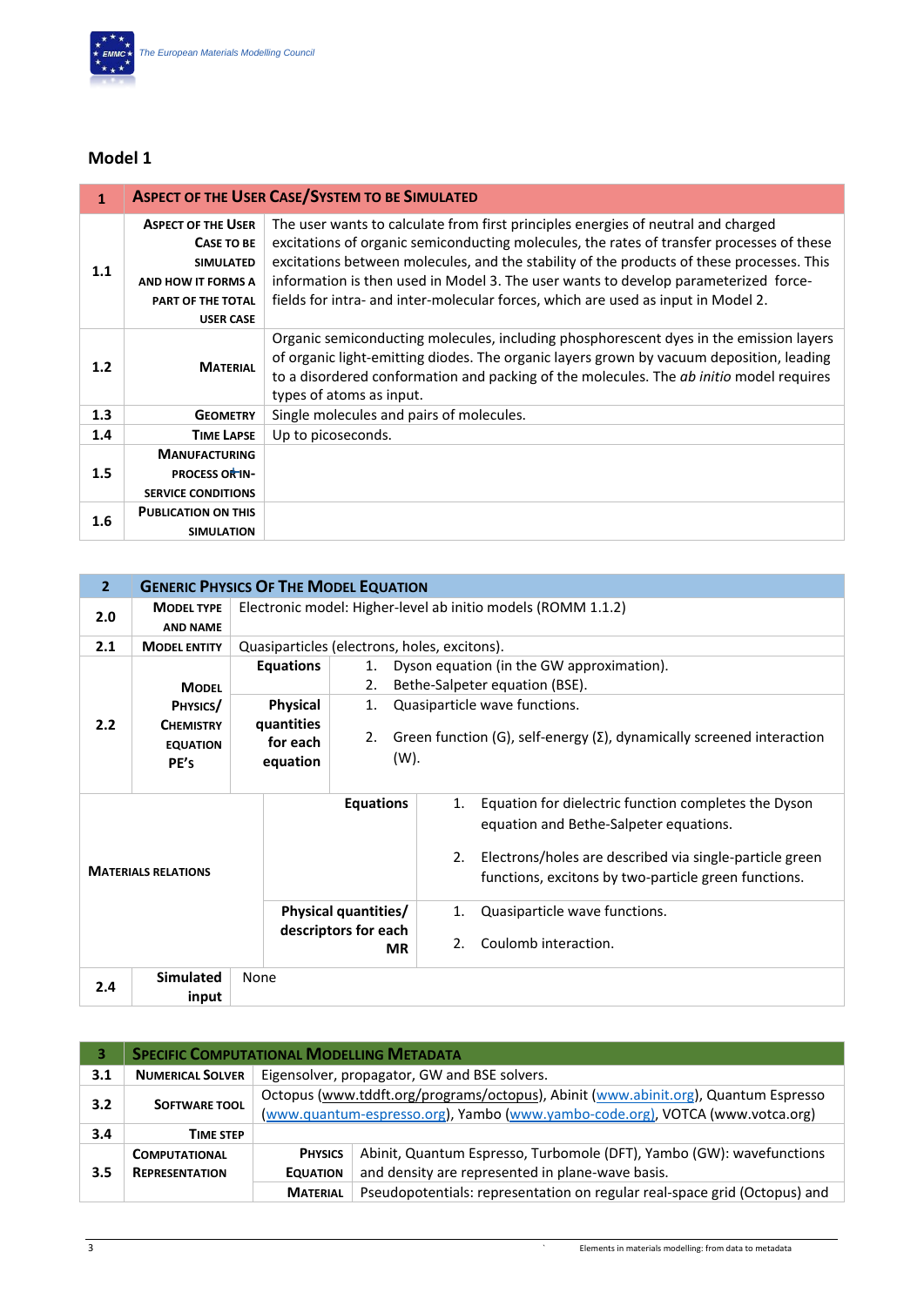## Model 1

| 1 | ASPECT OF THE USER CASE/SYSTEM TO BE SIMULATED | |
|---|---|---|
| 1.1 | ASPECT OF THE USER CASE TO BE SIMULATED AND HOW IT FORMS A PART OF THE TOTAL USER CASE | The user wants to calculate from first principles energies of neutral and charged excitations of organic semiconducting molecules, the rates of transfer processes of these excitations between molecules, and the stability of the products of these processes. This information is then used in Model 3. The user wants to develop parameterized force-fields for intra- and inter-molecular forces, which are used as input in Model 2. |
| 1.2 | MATERIAL | Organic semiconducting molecules, including phosphorescent dyes in the emission layers of organic light-emitting diodes. The organic layers grown by vacuum deposition, leading to a disordered conformation and packing of the molecules. The *ab initio* model requires types of atoms as input. |
| 1.3 | GEOMETRY | Single molecules and pairs of molecules. |
| 1.4 | TIME LAPSE | Up to picoseconds. |
| 1.5 | MANUFACTURING PROCESS OR IN-SERVICE CONDITIONS | |
| 1.6 | PUBLICATION ON THIS SIMULATION | |

| 2 | GENERIC PHYSICS OF THE MODEL EQUATION | | |
|---|---|---|---|
| 2.0 | MODEL TYPE AND NAME | Electronic model: Higher-level ab initio models (ROMM 1.1.2) | |
| 2.1 | MODEL ENTITY | Quasiparticles (electrons, holes, excitons). | |
| 2.2 | MODEL PHYSICS/ CHEMISTRY EQUATION PE's | Equations | 1. Dyson equation (in the GW approximation).<br>2. Bethe-Salpeter equation (BSE). |
| | | Physical quantities for each equation | 1. Quasiparticle wave functions.<br>2. Green function (G), self-energy (Σ), dynamically screened interaction (W). |
| MATERIALS RELATIONS | | Equations | 1. Equation for dielectric function completes the Dyson equation and Bethe-Salpeter equations.<br>2. Electrons/holes are described via single-particle green functions, excitons by two-particle green functions. |
| | | Physical quantities/ descriptors for each MR | 1. Quasiparticle wave functions.<br>2. Coulomb interaction. |
| 2.4 | Simulated input | None | |

| 3 | SPECIFIC COMPUTATIONAL MODELLING METADATA | | |
|---|---|---|---|
| 3.1 | NUMERICAL SOLVER | Eigensolver, propagator, GW and BSE solvers. | |
| 3.2 | SOFTWARE TOOL | Octopus (www.tddft.org/programs/octopus), Abinit (www.abinit.org), Quantum Espresso (www.quantum-espresso.org), Yambo (www.yambo-code.org), VOTCA (www.votca.org) | |
| 3.4 | TIME STEP | | |
| 3.5 | COMPUTATIONAL REPRESENTATION | PHYSICS EQUATION | Abinit, Quantum Espresso, Turbomole (DFT), Yambo (GW): wavefunctions and density are represented in plane-wave basis. |
| | | MATERIAL | Pseudopotentials: representation on regular real-space grid (Octopus) and |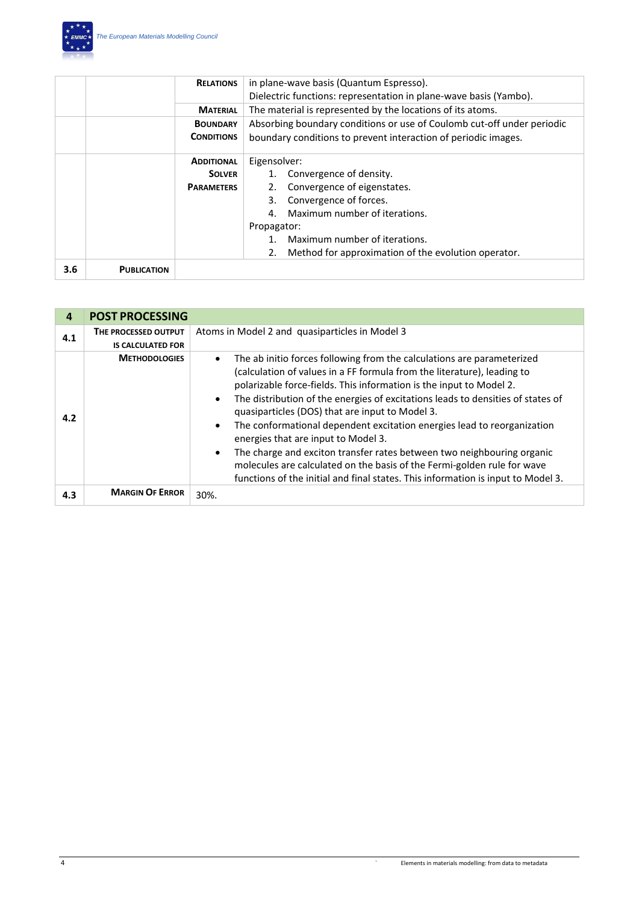| | | | |
|---|---|---|---|
| | | **RELATIONS** | in plane-wave basis (Quantum Espresso).<br>Dielectric functions: representation in plane-wave basis (Yambo). |
| | | **MATERIAL** | The material is represented by the locations of its atoms. |
| | | **BOUNDARY CONDITIONS** | Absorbing boundary conditions or use of Coulomb cut-off under periodic boundary conditions to prevent interaction of periodic images. |
| | | **ADDITIONAL SOLVER PARAMETERS** | Eigensolver:<br>1. Convergence of density.<br>2. Convergence of eigenstates.<br>3. Convergence of forces.<br>4. Maximum number of iterations.<br>Propagator:<br>1. Maximum number of iterations.<br>2. Method for approximation of the evolution operator. |
| **3.6** | **PUBLICATION** | | |

| **4** | **POST PROCESSING** | |
|---|---|---|
| **4.1** | **THE PROCESSED OUTPUT IS CALCULATED FOR** | Atoms in Model 2 and quasiparticles in Model 3 |
| **4.2** | **METHODOLOGIES** | • The ab initio forces following from the calculations are parameterized (calculation of values in a FF formula from the literature), leading to polarizable force-fields. This information is the input to Model 2.<br>• The distribution of the energies of excitations leads to densities of states of quasiparticles (DOS) that are input to Model 3.<br>• The conformational dependent excitation energies lead to reorganization energies that are input to Model 3.<br>• The charge and exciton transfer rates between two neighbouring organic molecules are calculated on the basis of the Fermi-golden rule for wave functions of the initial and final states. This information is input to Model 3. |
| **4.3** | **MARGIN OF ERROR** | 30%. |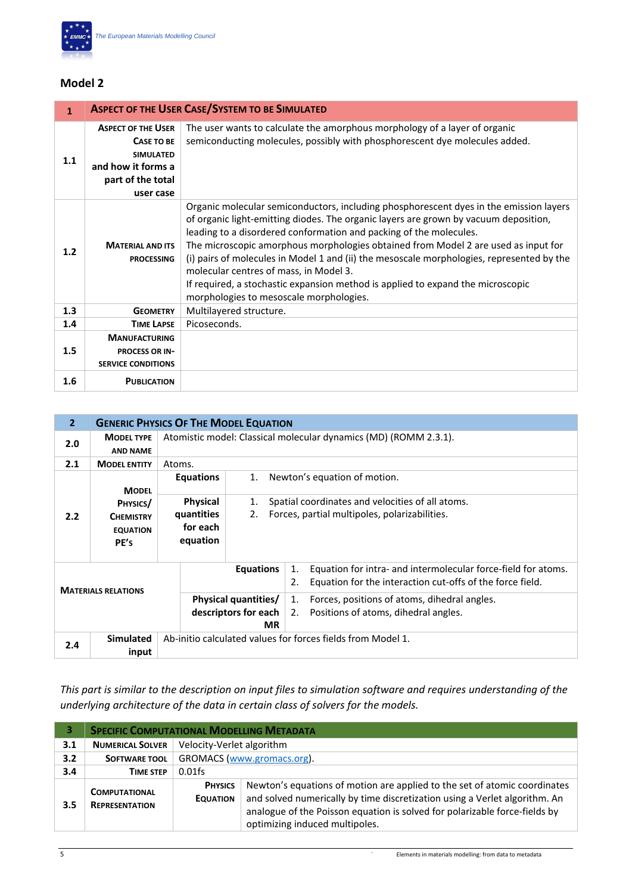## Model 2

| 1 | ASPECT OF THE USER CASE/SYSTEM TO BE SIMULATED | |
|---|---|---|
| 1.1 | ASPECT OF THE USER CASE TO BE SIMULATED and how it forms a part of the total user case | The user wants to calculate the amorphous morphology of a layer of organic semiconducting molecules, possibly with phosphorescent dye molecules added. |
| 1.2 | MATERIAL AND ITS PROCESSING | Organic molecular semiconductors, including phosphorescent dyes in the emission layers of organic light-emitting diodes. The organic layers are grown by vacuum deposition, leading to a disordered conformation and packing of the molecules.<br>The microscopic amorphous morphologies obtained from Model 2 are used as input for (i) pairs of molecules in Model 1 and (ii) the mesoscale morphologies, represented by the molecular centres of mass, in Model 3.<br>If required, a stochastic expansion method is applied to expand the microscopic morphologies to mesoscale morphologies. |
| 1.3 | GEOMETRY | Multilayered structure. |
| 1.4 | TIME LAPSE | Picoseconds. |
| 1.5 | MANUFACTURING PROCESS OR IN-SERVICE CONDITIONS | |
| 1.6 | PUBLICATION | |

| 2 | GENERIC PHYSICS OF THE MODEL EQUATION | | |
|---|---|---|---|
| 2.0 | MODEL TYPE AND NAME | Atomistic model: Classical molecular dynamics (MD) (ROMM 2.3.1). | |
| 2.1 | MODEL ENTITY | Atoms. | |
| 2.2 | MODEL PHYSICS/ CHEMISTRY EQUATION PE'S | Equations | 1. Newton's equation of motion. |
| | | Physical quantities for each equation | 1. Spatial coordinates and velocities of all atoms.<br>2. Forces, partial multipoles, polarizabilities. |
| | MATERIALS RELATIONS | Equations | 1. Equation for intra- and intermolecular force-field for atoms.<br>2. Equation for the interaction cut-offs of the force field. |
| | | Physical quantities/ descriptors for each MR | 1. Forces, positions of atoms, dihedral angles.<br>2. Positions of atoms, dihedral angles. |
| 2.4 | Simulated input | Ab-initio calculated values for forces fields from Model 1. | |

*This part is similar to the description on input files to simulation software and requires understanding of the underlying architecture of the data in certain class of solvers for the models.*

| 3 | SPECIFIC COMPUTATIONAL MODELLING METADATA | | |
|---|---|---|---|
| 3.1 | NUMERICAL SOLVER | Velocity-Verlet algorithm | |
| 3.2 | SOFTWARE TOOL | GROMACS (www.gromacs.org). | |
| 3.4 | TIME STEP | 0.01fs | |
| 3.5 | COMPUTATIONAL REPRESENTATION | PHYSICS EQUATION | Newton's equations of motion are applied to the set of atomic coordinates and solved numerically by time discretization using a Verlet algorithm. An analogue of the Poisson equation is solved for polarizable force-fields by optimizing induced multipoles. |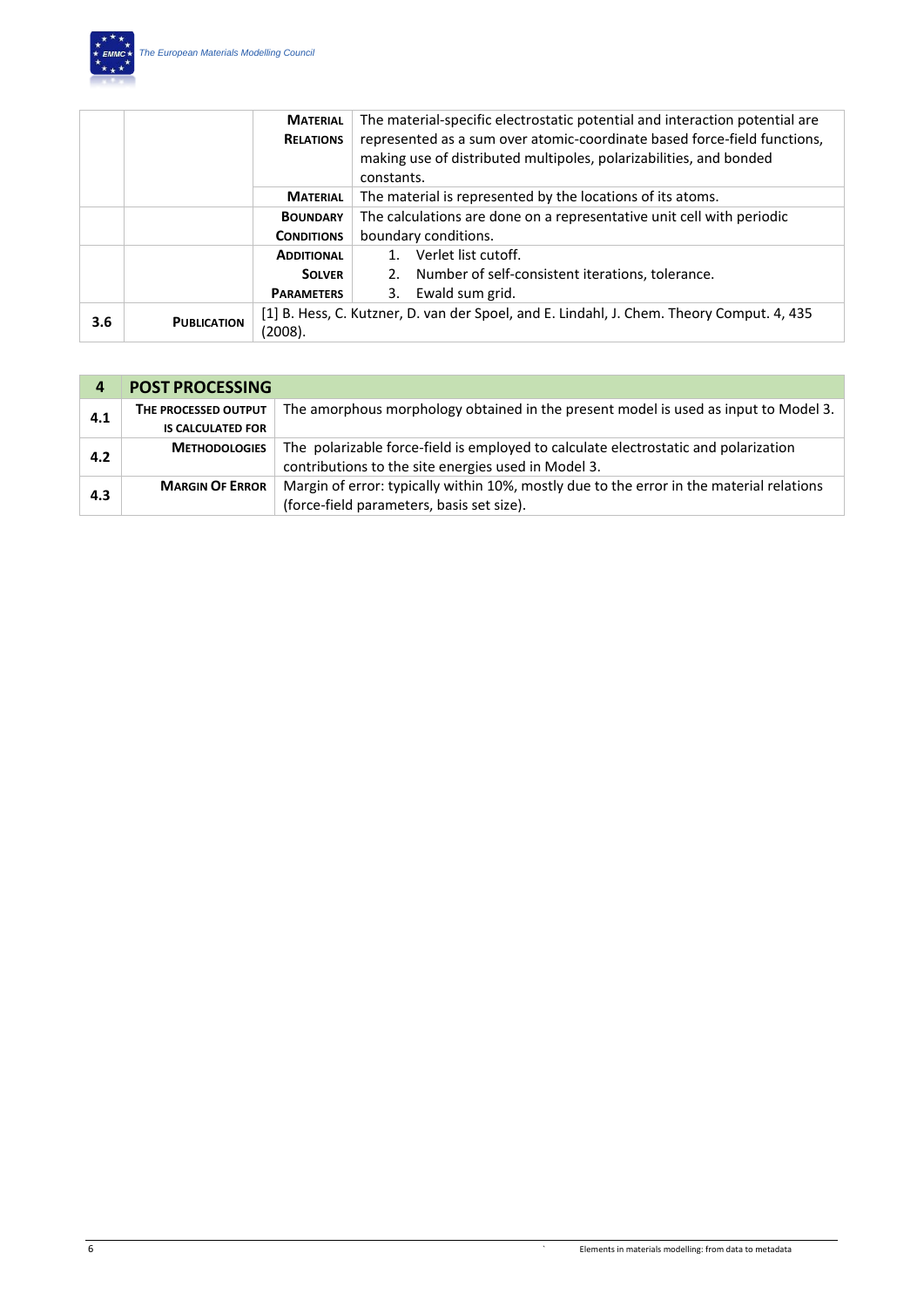| | | | |
|---|---|---|---|
| | | **MATERIAL RELATIONS** | The material-specific electrostatic potential and interaction potential are represented as a sum over atomic-coordinate based force-field functions, making use of distributed multipoles, polarizabilities, and bonded constants. |
| | | **MATERIAL** | The material is represented by the locations of its atoms. |
| | | **BOUNDARY CONDITIONS** | The calculations are done on a representative unit cell with periodic boundary conditions. |
| | | **ADDITIONAL SOLVER PARAMETERS** | 1. Verlet list cutoff.<br>2. Number of self-consistent iterations, tolerance.<br>3. Ewald sum grid. |
| **3.6** | **PUBLICATION** | [1] B. Hess, C. Kutzner, D. van der Spoel, and E. Lindahl, J. Chem. Theory Comput. 4, 435 (2008). | |

| **4** | **POST PROCESSING** | |
|---|---|---|
| **4.1** | **THE PROCESSED OUTPUT IS CALCULATED FOR** | The amorphous morphology obtained in the present model is used as input to Model 3. |
| **4.2** | **METHODOLOGIES** | The polarizable force-field is employed to calculate electrostatic and polarization contributions to the site energies used in Model 3. |
| **4.3** | **MARGIN OF ERROR** | Margin of error: typically within 10%, mostly due to the error in the material relations (force-field parameters, basis set size). |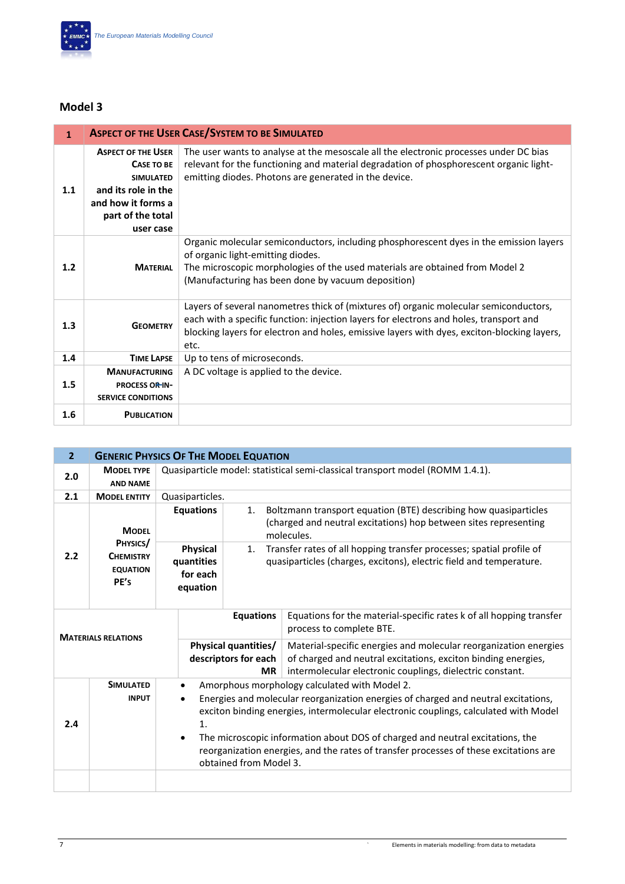## Model 3

| 1 | ASPECT OF THE USER CASE/SYSTEM TO BE SIMULATED |
|---|---|
| 1.1 | **ASPECT OF THE USER CASE TO BE SIMULATED and its role in the and how it forms a part of the total user case** | The user wants to analyse at the mesoscale all the electronic processes under DC bias relevant for the functioning and material degradation of phosphorescent organic light-emitting diodes. Photons are generated in the device. |
| 1.2 | **MATERIAL** | Organic molecular semiconductors, including phosphorescent dyes in the emission layers of organic light-emitting diodes. The microscopic morphologies of the used materials are obtained from Model 2 (Manufacturing has been done by vacuum deposition) |
| 1.3 | **GEOMETRY** | Layers of several nanometres thick of (mixtures of) organic molecular semiconductors, each with a specific function: injection layers for electrons and holes, transport and blocking layers for electron and holes, emissive layers with dyes, exciton-blocking layers, etc. |
| 1.4 | **TIME LAPSE** | Up to tens of microseconds. |
| 1.5 | **MANUFACTURING PROCESS OR IN-SERVICE CONDITIONS** | A DC voltage is applied to the device. |
| 1.6 | **PUBLICATION** | |

| 2 | GENERIC PHYSICS OF THE MODEL EQUATION | | |
|---|---|---|---|
| 2.0 | **MODEL TYPE AND NAME** | Quasiparticle model: statistical semi-classical transport model (ROMM 1.4.1). | |
| 2.1 | **MODEL ENTITY** | Quasiparticles. | |
| 2.2 | **MODEL PHYSICS/ CHEMISTRY EQUATION PE's** | **Equations** | 1. Boltzmann transport equation (BTE) describing how quasiparticles (charged and neutral excitations) hop between sites representing molecules. |
| | | **Physical quantities for each equation** | 1. Transfer rates of all hopping transfer processes; spatial profile of quasiparticles (charges, excitons), electric field and temperature. |
| **MATERIALS RELATIONS** | | **Equations** | Equations for the material-specific rates k of all hopping transfer process to complete BTE. |
| | | **Physical quantities/ descriptors for each MR** | Material-specific energies and molecular reorganization energies of charged and neutral excitations, exciton binding energies, intermolecular electronic couplings, dielectric constant. |
| 2.4 | **SIMULATED INPUT** | • Amorphous morphology calculated with Model 2.<br>• Energies and molecular reorganization energies of charged and neutral excitations, exciton binding energies, intermolecular electronic couplings, calculated with Model 1.<br>• The microscopic information about DOS of charged and neutral excitations, the reorganization energies, and the rates of transfer processes of these excitations are obtained from Model 3. | |
| | | | |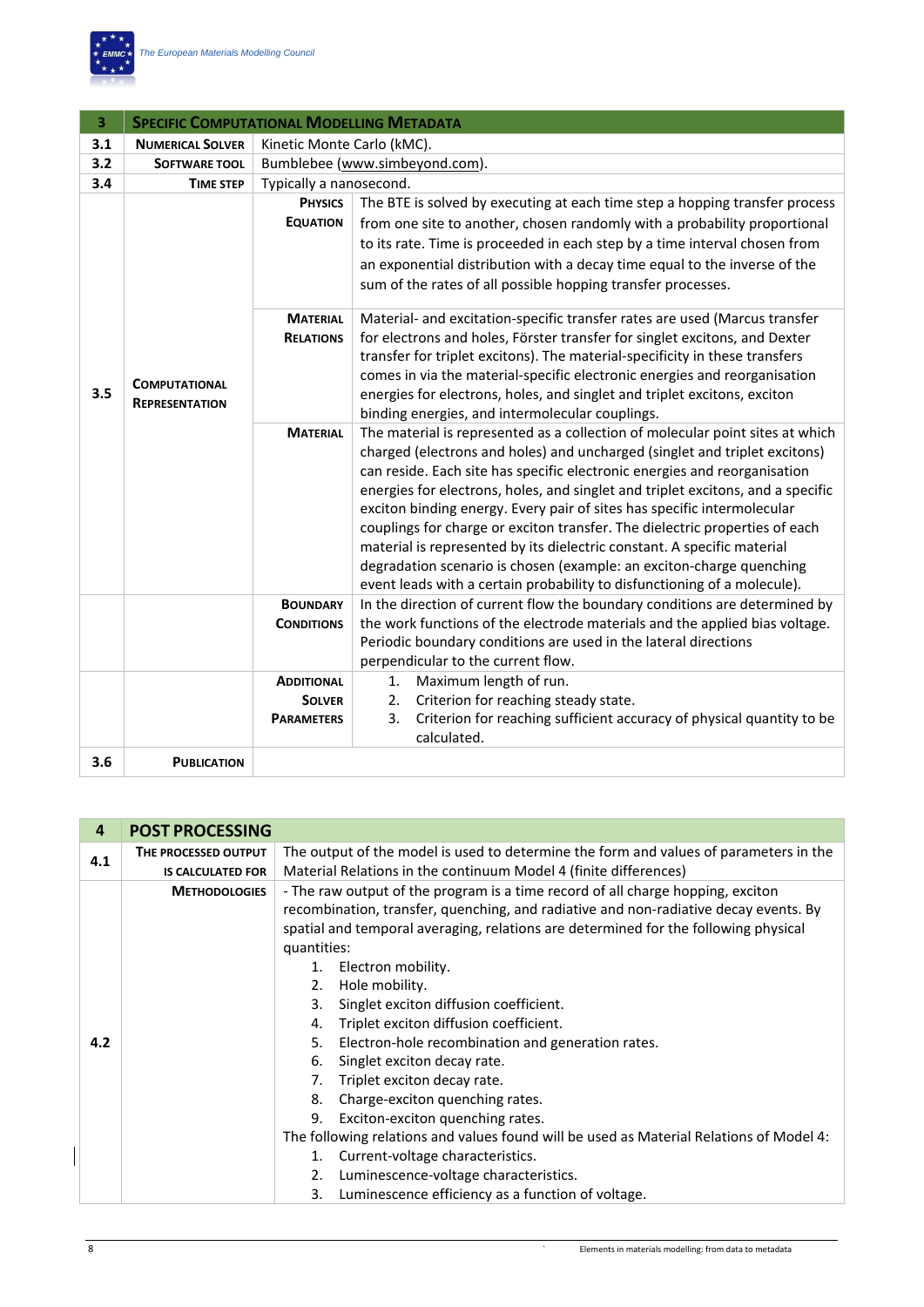| 3 | **SPECIFIC COMPUTATIONAL MODELLING METADATA** | | |
|---|---|---|---|
| 3.1 | **NUMERICAL SOLVER** | Kinetic Monte Carlo (kMC). | |
| 3.2 | **SOFTWARE TOOL** | Bumblebee (www.simbeyond.com). | |
| 3.4 | **TIME STEP** | Typically a nanosecond. | |
| 3.5 | **COMPUTATIONAL REPRESENTATION** | **PHYSICS EQUATION** | The BTE is solved by executing at each time step a hopping transfer process from one site to another, chosen randomly with a probability proportional to its rate. Time is proceeded in each step by a time interval chosen from an exponential distribution with a decay time equal to the inverse of the sum of the rates of all possible hopping transfer processes. |
| | | **MATERIAL RELATIONS** | Material- and excitation-specific transfer rates are used (Marcus transfer for electrons and holes, Förster transfer for singlet excitons, and Dexter transfer for triplet excitons). The material-specificity in these transfers comes in via the material-specific electronic energies and reorganisation energies for electrons, holes, and singlet and triplet excitons, exciton binding energies, and intermolecular couplings. |
| | | **MATERIAL** | The material is represented as a collection of molecular point sites at which charged (electrons and holes) and uncharged (singlet and triplet excitons) can reside. Each site has specific electronic energies and reorganisation energies for electrons, holes, and singlet and triplet excitons, and a specific exciton binding energy. Every pair of sites has specific intermolecular couplings for charge or exciton transfer. The dielectric properties of each material is represented by its dielectric constant. A specific material degradation scenario is chosen (example: an exciton-charge quenching event leads with a certain probability to disfunctioning of a molecule). |
| | | **BOUNDARY CONDITIONS** | In the direction of current flow the boundary conditions are determined by the work functions of the electrode materials and the applied bias voltage. Periodic boundary conditions are used in the lateral directions perpendicular to the current flow. |
| | | **ADDITIONAL SOLVER PARAMETERS** | 1. Maximum length of run.<br>2. Criterion for reaching steady state.<br>3. Criterion for reaching sufficient accuracy of physical quantity to be calculated. |
| 3.6 | **PUBLICATION** | | |

| 4 | **POST PROCESSING** |
|---|---|
| 4.1 | **THE PROCESSED OUTPUT IS CALCULATED FOR** | The output of the model is used to determine the form and values of parameters in the Material Relations in the continuum Model 4 (finite differences) |
| 4.2 | **METHODOLOGIES** | - The raw output of the program is a time record of all charge hopping, exciton recombination, transfer, quenching, and radiative and non-radiative decay events. By spatial and temporal averaging, relations are determined for the following physical quantities:<br>1. Electron mobility.<br>2. Hole mobility.<br>3. Singlet exciton diffusion coefficient.<br>4. Triplet exciton diffusion coefficient.<br>5. Electron-hole recombination and generation rates.<br>6. Singlet exciton decay rate.<br>7. Triplet exciton decay rate.<br>8. Charge-exciton quenching rates.<br>9. Exciton-exciton quenching rates.<br>The following relations and values found will be used as Material Relations of Model 4:<br>1. Current-voltage characteristics.<br>2. Luminescence-voltage characteristics.<br>3. Luminescence efficiency as a function of voltage. |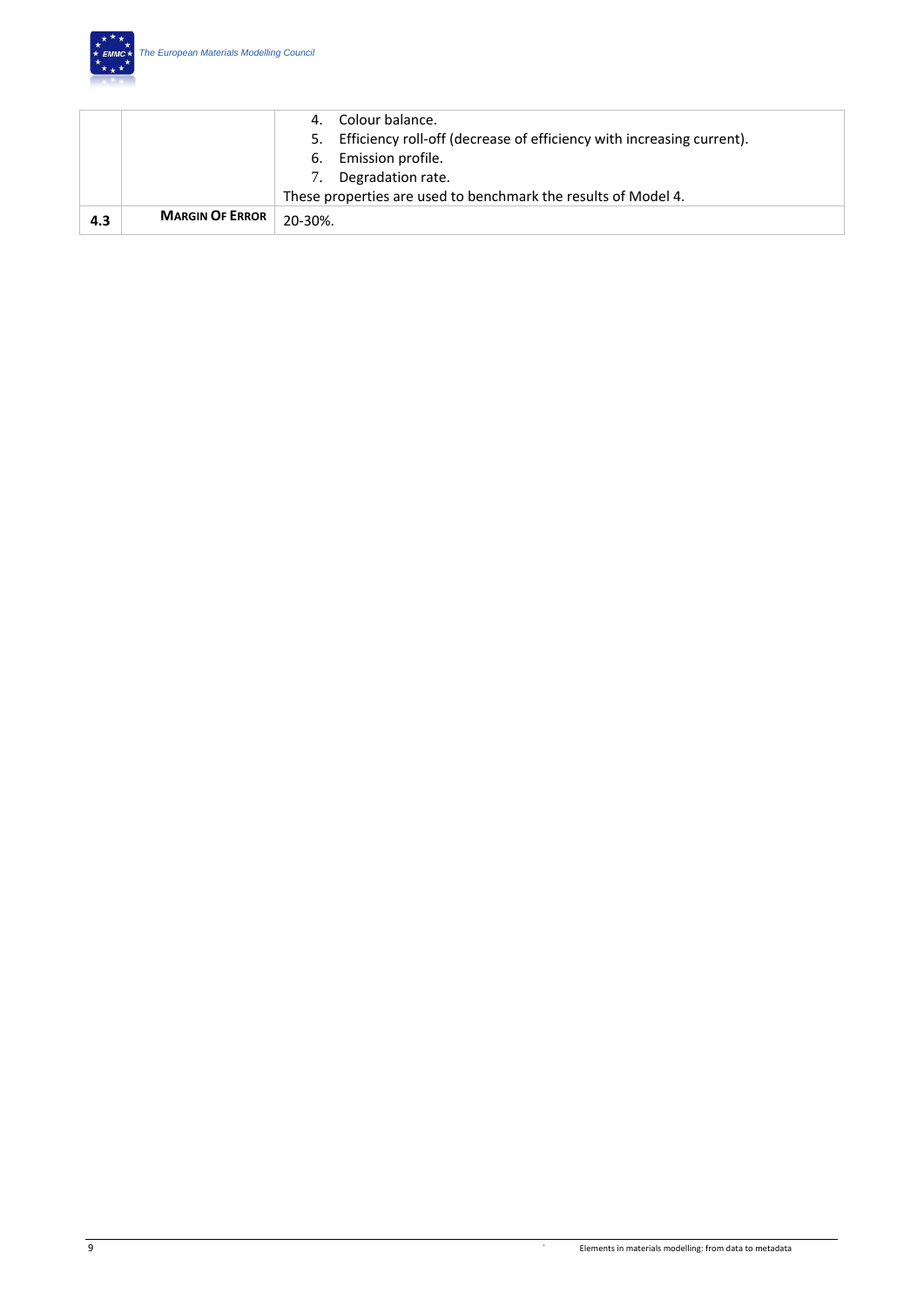| | | |
|---|---|---|
| | | 4. Colour balance.<br>5. Efficiency roll-off (decrease of efficiency with increasing current).<br>6. Emission profile.<br>7. Degradation rate.<br>These properties are used to benchmark the results of Model 4. |
| **4.3** | **MARGIN OF ERROR** | 20-30%. |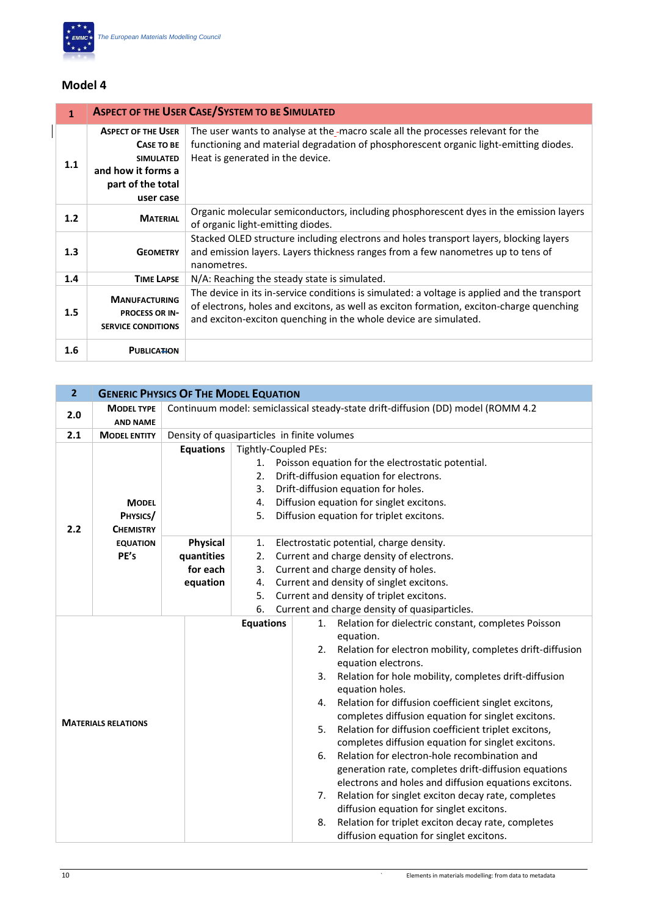## Model 4

| 1 | ASPECT OF THE USER CASE/SYSTEM TO BE SIMULATED |  |
|---|---|---|
| 1.1 | ASPECT OF THE USER CASE TO BE SIMULATED and how it forms a part of the total user case | The user wants to analyse at the macro scale all the processes relevant for the functioning and material degradation of phosphorescent organic light-emitting diodes. Heat is generated in the device. |
| 1.2 | MATERIAL | Organic molecular semiconductors, including phosphorescent dyes in the emission layers of organic light-emitting diodes. |
| 1.3 | GEOMETRY | Stacked OLED structure including electrons and holes transport layers, blocking layers and emission layers. Layers thickness ranges from a few nanometres up to tens of nanometres. |
| 1.4 | TIME LAPSE | N/A: Reaching the steady state is simulated. |
| 1.5 | MANUFACTURING PROCESS OR IN-SERVICE CONDITIONS | The device in its in-service conditions is simulated: a voltage is applied and the transport of electrons, holes and excitons, as well as exciton formation, exciton-charge quenching and exciton-exciton quenching in the whole device are simulated. |
| 1.6 | PUBLICATION |  |

| 2 | GENERIC PHYSICS OF THE MODEL EQUATION |  |  |
|---|---|---|---|
| 2.0 | MODEL TYPE AND NAME | Continuum model: semiclassical steady-state drift-diffusion (DD) model (ROMM 4.2 |  |
| 2.1 | MODEL ENTITY | Density of quasiparticles in finite volumes |  |
| 2.2 | MODEL PHYSICS/ CHEMISTRY EQUATION PE'S | Equations | Tightly-Coupled PEs:<br>1. Poisson equation for the electrostatic potential.<br>2. Drift-diffusion equation for electrons.<br>3. Drift-diffusion equation for holes.<br>4. Diffusion equation for singlet excitons.<br>5. Diffusion equation for triplet excitons. |
|  |  | Physical quantities for each equation | 1. Electrostatic potential, charge density.<br>2. Current and charge density of electrons.<br>3. Current and charge density of holes.<br>4. Current and density of singlet excitons.<br>5. Current and density of triplet excitons.<br>6. Current and charge density of quasiparticles. |
| MATERIALS RELATIONS |  | Equations | 1. Relation for dielectric constant, completes Poisson equation.<br>2. Relation for electron mobility, completes drift-diffusion equation electrons.<br>3. Relation for hole mobility, completes drift-diffusion equation holes.<br>4. Relation for diffusion coefficient singlet excitons, completes diffusion equation for singlet excitons.<br>5. Relation for diffusion coefficient triplet excitons, completes diffusion equation for singlet excitons.<br>6. Relation for electron-hole recombination and generation rate, completes drift-diffusion equations electrons and holes and diffusion equations excitons.<br>7. Relation for singlet exciton decay rate, completes diffusion equation for singlet excitons.<br>8. Relation for triplet exciton decay rate, completes diffusion equation for singlet excitons. |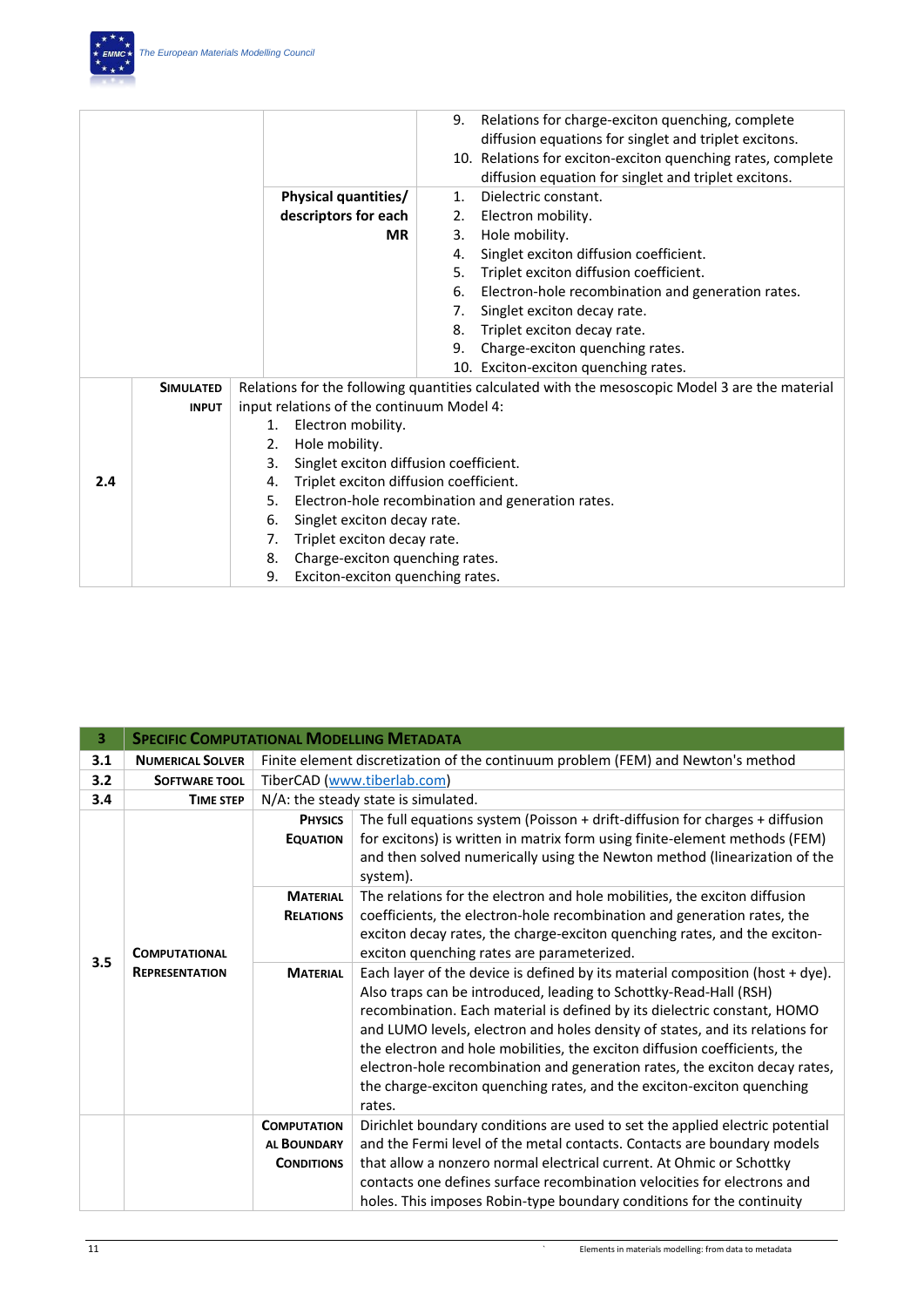| | | | |
|---|---|---|---|
| | | | 9. Relations for charge-exciton quenching, complete diffusion equations for singlet and triplet excitons.<br>10. Relations for exciton-exciton quenching rates, complete diffusion equation for singlet and triplet excitons. |
| | | **Physical quantities/ descriptors for each MR** | 1. Dielectric constant.<br>2. Electron mobility.<br>3. Hole mobility.<br>4. Singlet exciton diffusion coefficient.<br>5. Triplet exciton diffusion coefficient.<br>6. Electron-hole recombination and generation rates.<br>7. Singlet exciton decay rate.<br>8. Triplet exciton decay rate.<br>9. Charge-exciton quenching rates.<br>10. Exciton-exciton quenching rates. |
| **2.4** | **SIMULATED INPUT** | Relations for the following quantities calculated with the mesoscopic Model 3 are the material input relations of the continuum Model 4:<br>1. Electron mobility.<br>2. Hole mobility.<br>3. Singlet exciton diffusion coefficient.<br>4. Triplet exciton diffusion coefficient.<br>5. Electron-hole recombination and generation rates.<br>6. Singlet exciton decay rate.<br>7. Triplet exciton decay rate.<br>8. Charge-exciton quenching rates.<br>9. Exciton-exciton quenching rates. | |

| **3** | **SPECIFIC COMPUTATIONAL MODELLING METADATA** | | |
|---|---|---|---|
| **3.1** | **NUMERICAL SOLVER** | Finite element discretization of the continuum problem (FEM) and Newton's method | |
| **3.2** | **SOFTWARE TOOL** | TiberCAD (www.tiberlab.com) | |
| **3.4** | **TIME STEP** | N/A: the steady state is simulated. | |
| **3.5** | **COMPUTATIONAL REPRESENTATION** | **PHYSICS EQUATION** | The full equations system (Poisson + drift-diffusion for charges + diffusion for excitons) is written in matrix form using finite-element methods (FEM) and then solved numerically using the Newton method (linearization of the system). |
| | | **MATERIAL RELATIONS** | The relations for the electron and hole mobilities, the exciton diffusion coefficients, the electron-hole recombination and generation rates, the exciton decay rates, the charge-exciton quenching rates, and the exciton-exciton quenching rates are parameterized. |
| | | **MATERIAL** | Each layer of the device is defined by its material composition (host + dye). Also traps can be introduced, leading to Schottky-Read-Hall (RSH) recombination. Each material is defined by its dielectric constant, HOMO and LUMO levels, electron and holes density of states, and its relations for the electron and hole mobilities, the exciton diffusion coefficients, the electron-hole recombination and generation rates, the exciton decay rates, the charge-exciton quenching rates, and the exciton-exciton quenching rates. |
| | | **COMPUTATIONAL BOUNDARY CONDITIONS** | Dirichlet boundary conditions are used to set the applied electric potential and the Fermi level of the metal contacts. Contacts are boundary models that allow a nonzero normal electrical current. At Ohmic or Schottky contacts one defines surface recombination velocities for electrons and holes. This imposes Robin-type boundary conditions for the continuity |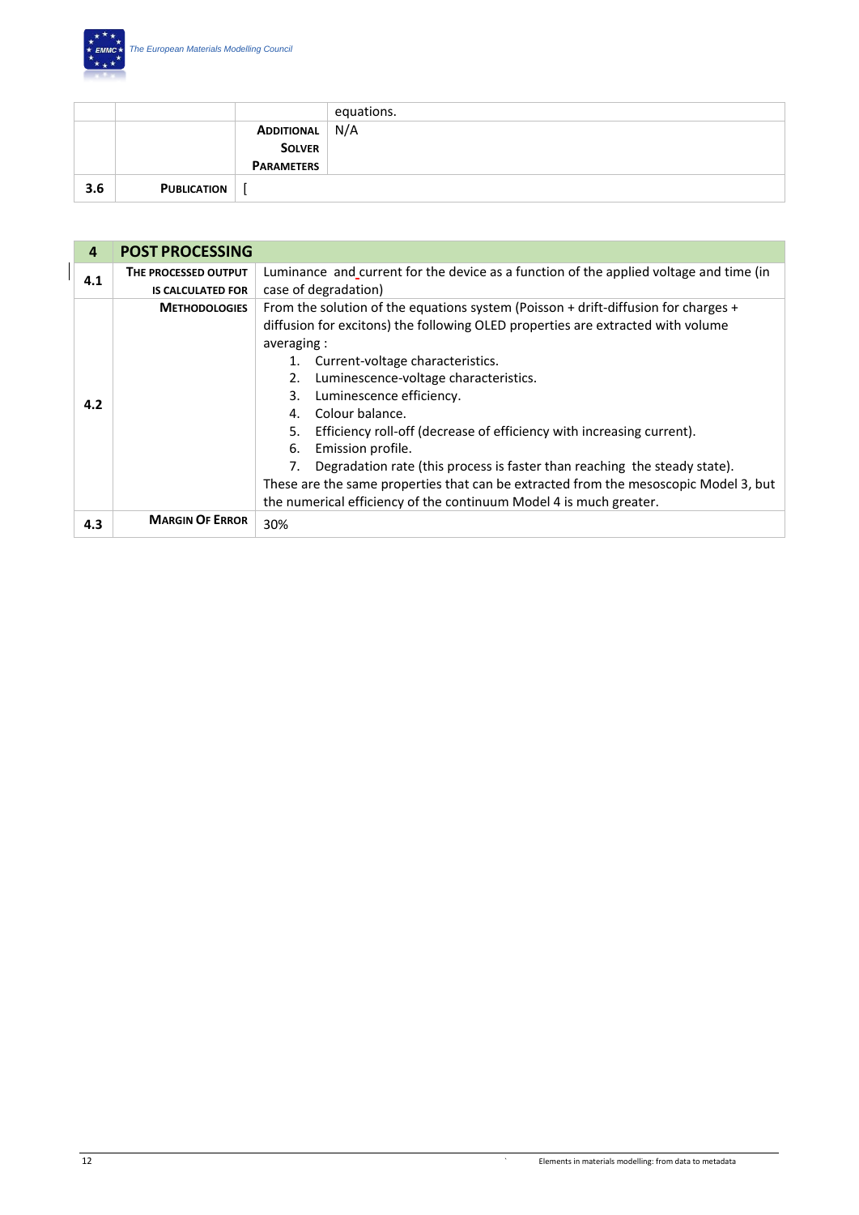| | | | |
|---|---|---|---|
| | | | equations. |
| | | **Additional Solver Parameters** | N/A |
| **3.6** | **Publication** | [ | |

| **4** | **POST PROCESSING** | |
|---|---|---|
| **4.1** | **The processed output is calculated for** | Luminance and current for the device as a function of the applied voltage and time (in case of degradation) |
| **4.2** | **Methodologies** | From the solution of the equations system (Poisson + drift-diffusion for charges + diffusion for excitons) the following OLED properties are extracted with volume averaging :<br>1. Current-voltage characteristics.<br>2. Luminescence-voltage characteristics.<br>3. Luminescence efficiency.<br>4. Colour balance.<br>5. Efficiency roll-off (decrease of efficiency with increasing current).<br>6. Emission profile.<br>7. Degradation rate (this process is faster than reaching the steady state).<br>These are the same properties that can be extracted from the mesoscopic Model 3, but the numerical efficiency of the continuum Model 4 is much greater. |
| **4.3** | **Margin Of Error** | 30% |